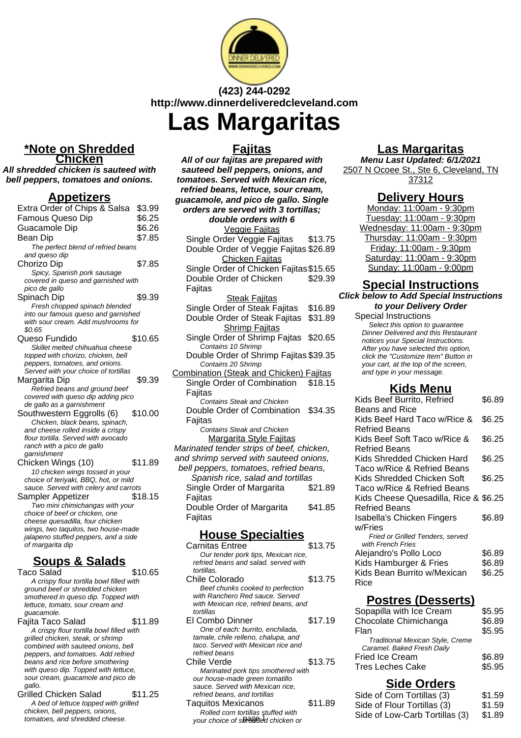**(423) 244-0292**
**http://www.dinnerdeliveredcleveland.com**

# Las Margaritas

## *Note on Shredded Chicken

**All shredded chicken is sauteed with bell peppers, tomatoes and onions.**

## Appetizers

| Item | Price |
|---|---|
| Extra Order of Chips & Salsa | $3.99 |
| Famous Queso Dip | $6.25 |
| Guacamole Dip | $6.26 |
| Bean Dip | $7.85 |

*The perfect blend of refried beans and queso dip*

| Item | Price |
|---|---|
| Chorizo Dip | $7.85 |

*Spicy, Spanish pork sausage covered in queso and garnished with pico de gallo*

| Item | Price |
|---|---|
| Spinach Dip | $9.39 |

*Fresh chopped spinach blended into our famous queso and garnished with sour cream. Add mushrooms for $0.65*

| Item | Price |
|---|---|
| Queso Fundido | $10.65 |

*Skillet melted chihuahua cheese topped with chorizo, chicken, bell peppers, tomatoes, and onions. Served with your choice of tortillas*

| Item | Price |
|---|---|
| Margarita Dip | $9.39 |

*Refried beans and ground beef covered with queso dip adding pico de gallo as a garnishment*

| Item | Price |
|---|---|
| Southwestern Eggrolls (6) | $10.00 |

*Chicken, black beans, spinach, and cheese rolled inside a crispy flour tortilla. Served with avocado ranch with a pico de gallo garnishment*

| Item | Price |
|---|---|
| Chicken Wings (10) | $11.89 |

*10 chicken wings tossed in your choice of teriyaki, BBQ, hot, or mild sauce. Served with celery and carrots*

| Item | Price |
|---|---|
| Sampler Appetizer | $18.15 |

*Two mini chimichangas with your choice of beef or chicken, one cheese quesadilla, four chicken wings, two taquitos, two house-made jalapeno stuffed peppers, and a side of margarita dip*

## Soups & Salads

| Item | Price |
|---|---|
| Taco Salad | $10.65 |

*A crispy flour tortilla bowl filled with ground beef or shredded chicken smothered in queso dip. Topped with lettuce, tomato, sour cream and guacamole.*

| Item | Price |
|---|---|
| Fajita Taco Salad | $11.89 |

*A crispy flour tortilla bowl filled with grilled chicken, steak, or shrimp combined with sauteed onions, bell peppers, and tomatoes. Add refried beans and rice before smothering with queso dip. Topped with lettuce, sour cream, guacamole and pico de gallo.*

| Item | Price |
|---|---|
| Grilled Chicken Salad | $11.25 |

*A bed of lettuce topped with grilled chicken, bell peppers, onions, tomatoes, and shredded cheese.*

## Fajitas

***All of our fajitas are prepared with sauteed bell peppers, onions, and tomatoes. Served with Mexican rice, refried beans, lettuce, sour cream, guacamole, and pico de gallo. Single orders are served with 3 tortillas; double orders with 6***

### Veggie Fajitas

| Item | Price |
|---|---|
| Single Order Veggie Fajitas | $13.75 |
| Double Order of Veggie Fajitas | $26.89 |

### Chicken Fajitas

| Item | Price |
|---|---|
| Single Order of Chicken Fajitas | $15.65 |
| Double Order of Chicken Fajitas | $29.39 |

### Steak Fajitas

| Item | Price |
|---|---|
| Single Order of Steak Fajitas | $16.89 |
| Double Order of Steak Fajitas | $31.89 |

### Shrimp Fajitas

| Item | Price |
|---|---|
| Single Order of Shrimp Fajtas | $20.65 |

*Contains 10 Shrimp*

| Item | Price |
|---|---|
| Double Order of Shrimp Fajitas | $39.35 |

*Contains 20 Shrimp*

### Combination (Steak and Chicken) Fajitas

| Item | Price |
|---|---|
| Single Order of Combination Fajitas | $18.15 |

*Contains Steak and Chicken*

| Item | Price |
|---|---|
| Double Order of Combination Fajitas | $34.35 |

*Contains Steak and Chicken*

### Margarita Style Fajitas

*Marinated tender strips of beef, chicken, and shrimp served with sauteed onions, bell peppers, tomatoes, refried beans, Spanish rice, salad and tortillas*

| Item | Price |
|---|---|
| Single Order of Margarita Fajitas | $21.89 |
| Double Order of Margarita Fajitas | $41.85 |

## House Specialties

| Item | Price |
|---|---|
| Carnitas Entree | $13.75 |

*Our tender pork tips, Mexican rice, refried beans and salad. served with tortillas.*

| Item | Price |
|---|---|
| Chile Colorado | $13.75 |

*Beef chunks cooked to perfection with Ranchero Red sauce. Served with Mexican rice, refried beans, and tortillas*

| Item | Price |
|---|---|
| El Combo Dinner | $17.19 |

*One of each: burrito, enchilada, tamale, chile relleno, chalupa, and taco. Served with Mexican rice and refried beans*

| Item | Price |
|---|---|
| Chile Verde | $13.75 |

*Marinated pork tips smothered with our house-made green tomatillo sauce. Served with Mexican rice, refried beans, and tortillas*

| Item | Price |
|---|---|
| Taquitos Mexicanos | $11.89 |

*Rolled corn tortillas stuffed with your choice of shredded chicken or*

## Las Margaritas

**Menu Last Updated: 6/1/2021**

2507 N Ocoee St., Ste 6, Cleveland, TN 37312

## Delivery Hours

Monday: 11:00am - 9:30pm
Tuesday: 11:00am - 9:30pm
Wednesday: 11:00am - 9:30pm
Thursday: 11:00am - 9:30pm
Friday: 11:00am - 9:30pm
Saturday: 11:00am - 9:30pm
Sunday: 11:00am - 9:00pm

## Special Instructions

***Click below to Add Special Instructions to your Delivery Order***

Special Instructions

*Select this option to guarantee Dinner Delivered and this Restaurant notices your Special Instructions. After you have selected this option, click the "Customize Item" Button in your cart, at the top of the screen, and type in your message.*

## Kids Menu

| Item | Price |
|---|---|
| Kids Beef Burrito, Refried Beans and Rice | $6.89 |
| Kids Beef Hard Taco w/Rice & Refried Beans | $6.25 |
| Kids Beef Soft Taco w/Rice & Refried Beans | $6.25 |
| Kids Shredded Chicken Hard Taco w/Rice & Refried Beans | $6.25 |
| Kids Shredded Chicken Soft Taco w/Rice & Refried Beans | $6.25 |
| Kids Cheese Quesadilla, Rice & Refried Beans | $6.25 |
| Isabella's Chicken Fingers w/Fries | $6.89 |

*Fried or Grilled Tenders, served with French Fries*

| Item | Price |
|---|---|
| Alejandro's Pollo Loco | $6.89 |
| Kids Hamburger & Fries | $6.89 |
| Kids Bean Burrito w/Mexican Rice | $6.25 |

## Postres (Desserts)

| Item | Price |
|---|---|
| Sopapilla with Ice Cream | $5.95 |
| Chocolate Chimichanga | $6.89 |
| Flan | $5.95 |

*Traditional Mexican Style, Creme Caramel. Baked Fresh Daily*

| Item | Price |
|---|---|
| Fried Ice Cream | $6.89 |
| Tres Leches Cake | $5.95 |

## Side Orders

| Item | Price |
|---|---|
| Side of Corn Tortillas (3) | $1.59 |
| Side of Flour Tortillas (3) | $1.59 |
| Side of Low-Carb Tortillas (3) | $1.89 |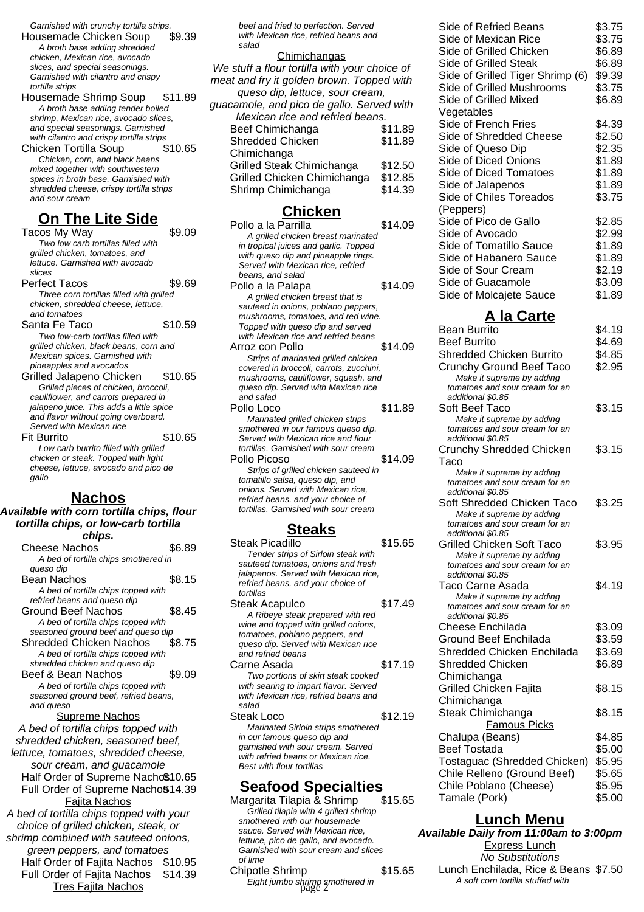*Garnished with crunchy tortilla strips.*

Housemade Chicken Soup $9.39
*A broth base adding shredded chicken, Mexican rice, avocado slices, and special seasonings. Garnished with cilantro and crispy tortilla strips*

Housemade Shrimp Soup $11.89
*A broth base adding tender boiled shrimp, Mexican rice, avocado slices, and special seasonings. Garnished with cilantro and crispy tortilla strips*

Chicken Tortilla Soup $10.65
*Chicken, corn, and black beans mixed together with southwestern spices in broth base. Garnished with shredded cheese, crispy tortilla strips and sour cream*

## On The Lite Side

Tacos My Way $9.09
*Two low carb tortillas filled with grilled chicken, tomatoes, and lettuce. Garnished with avocado slices*

Perfect Tacos $9.69
*Three corn tortillas filled with grilled chicken, shredded cheese, lettuce, and tomatoes*

Santa Fe Taco $10.59
*Two low-carb tortillas filled with grilled chicken, black beans, corn and Mexican spices. Garnished with pineapples and avocados*

Grilled Jalapeno Chicken $10.65
*Grilled pieces of chicken, broccoli, cauliflower, and carrots prepared in jalapeno juice. This adds a little spice and flavor without going overboard. Served with Mexican rice*

Fit Burrito $10.65
*Low carb burrito filled with grilled chicken or steak. Topped with light cheese, lettuce, avocado and pico de gallo*

## Nachos

***Available with corn tortilla chips, flour tortilla chips, or low-carb tortilla chips.***

Cheese Nachos $6.89
*A bed of tortilla chips smothered in queso dip*

Bean Nachos $8.15
*A bed of tortilla chips topped with refried beans and queso dip*

Ground Beef Nachos $8.45
*A bed of tortilla chips topped with seasoned ground beef and queso dip*

Shredded Chicken Nachos $8.75
*A bed of tortilla chips topped with shredded chicken and queso dip*

Beef & Bean Nachos $9.09
*A bed of tortilla chips topped with seasoned ground beef, refried beans, and queso*

Supreme Nachos

*A bed of tortilla chips topped with shredded chicken, seasoned beef, lettuce, tomatoes, shredded cheese, sour cream, and guacamole*

Half Order of Supreme Nachos $10.65
Full Order of Supreme Nachos $14.39

Fajita Nachos

*A bed of tortilla chips topped with your choice of grilled chicken, steak, or shrimp combined with sauteed onions, green peppers, and tomatoes*

Half Order of Fajita Nachos $10.95
Full Order of Fajita Nachos $14.39

Tres Fajita Nachos

*beef and fried to perfection. Served with Mexican rice, refried beans and salad*

Chimichangas

*We stuff a flour tortilla with your choice of meat and fry it golden brown. Topped with queso dip, lettuce, sour cream, guacamole, and pico de gallo. Served with Mexican rice and refried beans.*

Beef Chimichanga $11.89
Shredded Chicken Chimichanga $11.89
Grilled Steak Chimichanga $12.50
Grilled Chicken Chimichanga $12.85
Shrimp Chimichanga $14.39

## Chicken

Pollo a la Parrilla $14.09
*A grilled chicken breast marinated in tropical juices and garlic. Topped with queso dip and pineapple rings. Served with Mexican rice, refried beans, and salad*

Pollo a la Palapa $14.09
*A grilled chicken breast that is sauteed in onions, poblano peppers, mushrooms, tomatoes, and red wine. Topped with queso dip and served with Mexican rice and refried beans*

Arroz con Pollo $14.09
*Strips of marinated grilled chicken covered in broccoli, carrots, zucchini, mushrooms, cauliflower, squash, and queso dip. Served with Mexican rice and salad*

Pollo Loco $11.89
*Marinated grilled chicken strips smothered in our famous queso dip. Served with Mexican rice and flour tortillas. Garnished with sour cream*

Pollo Picoso $14.09
*Strips of grilled chicken sauteed in tomatillo salsa, queso dip, and onions. Served with Mexican rice, refried beans, and your choice of tortillas. Garnished with sour cream*

## Steaks

Steak Picadillo $15.65
*Tender strips of Sirloin steak with sauteed tomatoes, onions and fresh jalapenos. Served with Mexican rice, refried beans, and your choice of tortillas*

Steak Acapulco $17.49
*A Ribeye steak prepared with red wine and topped with grilled onions, tomatoes, poblano peppers, and queso dip. Served with Mexican rice and refried beans*

Carne Asada $17.19
*Two portions of skirt steak cooked with searing to impart flavor. Served with Mexican rice, refried beans and salad*

Steak Loco $12.19
*Marinated Sirloin strips smothered in our famous queso dip and garnished with sour cream. Served with refried beans or Mexican rice. Best with flour tortillas*

## Seafood Specialties

Margarita Tilapia & Shrimp $15.65
*Grilled tilapia with 4 grilled shrimp smothered with our housemade sauce. Served with Mexican rice, lettuce, pico de gallo, and avocado. Garnished with sour cream and slices of lime*

Chipotle Shrimp $15.65
*Eight jumbo shrimp smothered in*

| | |
|---|---|
| Side of Refried Beans | $3.75 |
| Side of Mexican Rice | $3.75 |
| Side of Grilled Chicken | $6.89 |
| Side of Grilled Steak | $6.89 |
| Side of Grilled Tiger Shrimp (6) | $9.39 |
| Side of Grilled Mushrooms | $3.75 |
| Side of Grilled Mixed Vegetables | $6.89 |
| Side of French Fries | $4.39 |
| Side of Shredded Cheese | $2.50 |
| Side of Queso Dip | $2.35 |
| Side of Diced Onions | $1.89 |
| Side of Diced Tomatoes | $1.89 |
| Side of Jalapenos | $1.89 |
| Side of Chiles Toreados (Peppers) | $3.75 |
| Side of Pico de Gallo | $2.85 |
| Side of Avocado | $2.99 |
| Side of Tomatillo Sauce | $1.89 |
| Side of Habanero Sauce | $1.89 |
| Side of Sour Cream | $2.19 |
| Side of Guacamole | $3.09 |
| Side of Molcajete Sauce | $1.89 |

## A la Carte

Bean Burrito $4.19
Beef Burrito $4.69
Shredded Chicken Burrito $4.85

Crunchy Ground Beef Taco $2.95
*Make it supreme by adding tomatoes and sour cream for an additional $0.85*

Soft Beef Taco $3.15
*Make it supreme by adding tomatoes and sour cream for an additional $0.85*

Crunchy Shredded Chicken Taco $3.15
*Make it supreme by adding tomatoes and sour cream for an additional $0.85*

Soft Shredded Chicken Taco $3.25
*Make it supreme by adding tomatoes and sour cream for an additional $0.85*

Grilled Chicken Soft Taco $3.95
*Make it supreme by adding tomatoes and sour cream for an additional $0.85*

Taco Carne Asada $4.19
*Make it supreme by adding tomatoes and sour cream for an additional $0.85*

Cheese Enchilada $3.09
Ground Beef Enchilada $3.59
Shredded Chicken Enchilada $3.69
Shredded Chicken Chimichanga $6.89
Grilled Chicken Fajita Chimichanga $8.15
Steak Chimichanga $8.15

Famous Picks

| | |
|---|---|
| Chalupa (Beans) | $4.85 |
| Beef Tostada | $5.00 |
| Tostaguac (Shredded Chicken) | $5.95 |
| Chile Relleno (Ground Beef) | $5.65 |
| Chile Poblano (Cheese) | $5.95 |
| Tamale (Pork) | $5.00 |

## Lunch Menu

***Available Daily from 11:00am to 3:00pm***

Express Lunch

*No Substitutions*

Lunch Enchilada, Rice & Beans $7.50
*A soft corn tortilla stuffed with*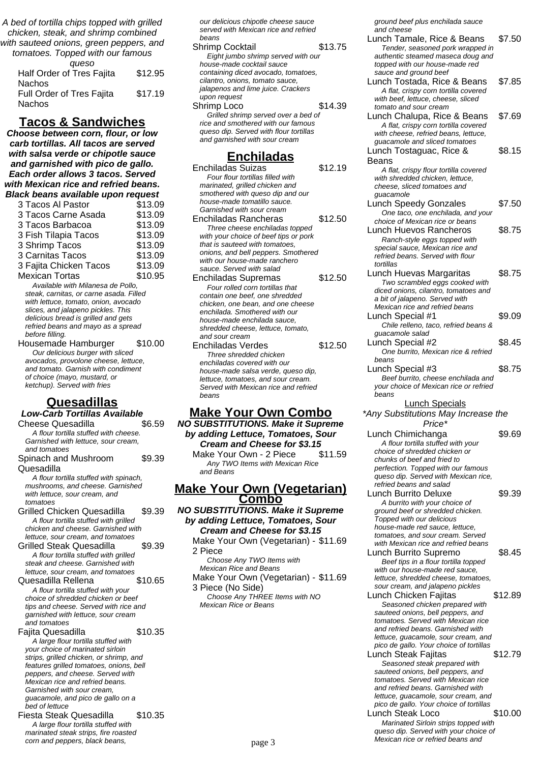*A bed of tortilla chips topped with grilled chicken, steak, and shrimp combined with sauteed onions, green peppers, and tomatoes. Topped with our famous queso*

| Item | Price |
|---|---|
| Half Order of Tres Fajita Nachos | $12.95 |
| Full Order of Tres Fajita Nachos | $17.19 |

## Tacos & Sandwiches

**Choose between corn, flour, or low carb tortillas. All tacos are served with salsa verde or chipotle sauce and garnished with pico de gallo. Each order allows 3 tacos. Served with Mexican rice and refried beans. Black beans available upon request**

| Item | Price |
|---|---|
| 3 Tacos Al Pastor | $13.09 |
| 3 Tacos Carne Asada | $13.09 |
| 3 Tacos Barbacoa | $13.09 |
| 3 Fish Tilapia Tacos | $13.09 |
| 3 Shrimp Tacos | $13.09 |
| 3 Carnitas Tacos | $13.09 |
| 3 Fajita Chicken Tacos | $13.09 |

Mexican Tortas — $10.95
*Available with Milanesa de Pollo, steak, carnitas, or carne asada. Filled with lettuce, tomato, onion, avocado slices, and jalapeno pickles. This delicious bread is grilled and gets refried beans and mayo as a spread before filling.*

Housemade Hamburger — $10.00
*Our delicious burger with sliced avocados, provolone cheese, lettuce, and tomato. Garnish with condiment of choice (mayo, mustard, or ketchup). Served with fries*

## Quesadillas

**Low-Carb Tortillas Available**

Cheese Quesadilla — $6.59
*A flour tortilla stuffed with cheese. Garnished with lettuce, sour cream, and tomatoes*

Spinach and Mushroom Quesadilla — $9.39
*A flour tortilla stuffed with spinach, mushrooms, and cheese. Garnished with lettuce, sour cream, and tomatoes*

Grilled Chicken Quesadilla — $9.39
*A flour tortilla stuffed with grilled chicken and cheese. Garnished with lettuce, sour cream, and tomatoes*

Grilled Steak Quesadilla — $9.39
*A flour tortilla stuffed with grilled steak and cheese. Garnished with lettuce, sour cream, and tomatoes*

Quesadilla Rellena — $10.65
*A flour tortilla stuffed with your choice of shredded chicken or beef tips and cheese. Served with rice and garnished with lettuce, sour cream and tomatoes*

Fajita Quesadilla — $10.35
*A large flour tortilla stuffed with your choice of marinated sirloin strips, grilled chicken, or shrimp, and features grilled tomatoes, onions, bell peppers, and cheese. Served with Mexican rice and refried beans. Garnished with sour cream, guacamole, and pico de gallo on a bed of lettuce*

Fiesta Steak Quesadilla — $10.35
*A large flour tortilla stuffed with marinated steak strips, fire roasted corn and peppers, black beans, our delicious chipotle cheese sauce served with Mexican rice and refried beans*

Shrimp Cocktail — $13.75
*Eight jumbo shrimp served with our house-made cocktail sauce containing diced avocado, tomatoes, cilantro, onions, tomato sauce, jalapenos and lime juice. Crackers upon request*

Shrimp Loco — $14.39
*Grilled shrimp served over a bed of rice and smothered with our famous queso dip. Served with flour tortillas and garnished with sour cream*

## Enchiladas

Enchiladas Suizas — $12.19
*Four flour tortillas filled with marinated, grilled chicken and smothered with queso dip and our house-made tomatillo sauce. Garnished with sour cream*

Enchiladas Rancheras — $12.50
*Three cheese enchiladas topped with your choice of beef tips or pork that is sauteed with tomatoes, onions, and bell peppers. Smothered with our house-made ranchero sauce. Served with salad*

Enchiladas Supremas — $12.50
*Four rolled corn tortillas that contain one beef, one shredded chicken, one bean, and one cheese enchilada. Smothered with our house-made enchilada sauce, shredded cheese, lettuce, tomato, and sour cream*

Enchiladas Verdes — $12.50
*Three shredded chicken enchiladas covered with our house-made salsa verde, queso dip, lettuce, tomatoes, and sour cream. Served with Mexican rice and refried beans*

## Make Your Own Combo

**NO SUBSTITUTIONS. Make it Supreme by adding Lettuce, Tomatoes, Sour Cream and Cheese for $3.15**

Make Your Own - 2 Piece — $11.59
*Any TWO Items with Mexican Rice and Beans*

## Make Your Own (Vegetarian) Combo

**NO SUBSTITUTIONS. Make it Supreme by adding Lettuce, Tomatoes, Sour Cream and Cheese for $3.15**

Make Your Own (Vegetarian) - 2 Piece — $11.69
*Choose Any TWO Items with Mexican Rice and Beans*

Make Your Own (Vegetarian) - 3 Piece (No Side) — $11.69
*Choose Any THREE Items with NO Mexican Rice or Beans*

*ground beef plus enchilada sauce and cheese*

Lunch Tamale, Rice & Beans — $7.50
*Tender, seasoned pork wrapped in authentic steamed maseca doug and topped with our house-made red sauce and ground beef*

Lunch Tostada, Rice & Beans — $7.85
*A flat, crispy corn tortilla covered with beef, lettuce, cheese, sliced tomato and sour cream*

Lunch Chalupa, Rice & Beans — $7.69
*A flat, crispy corn tortilla covered with cheese, refried beans, lettuce, guacamole and sliced tomatoes*

Lunch Tostaguac, Rice & Beans — $8.15
*A flat, crispy flour tortilla covered with shredded chicken, lettuce, cheese, sliced tomatoes and guacamole*

Lunch Speedy Gonzales — $7.50
*One taco, one enchilada, and your choice of Mexican rice or beans*

Lunch Huevos Rancheros — $8.75
*Ranch-style eggs topped with special sauce, Mexican rice and refried beans. Served with flour tortillas*

Lunch Huevas Margaritas — $8.75
*Two scrambled eggs cooked with diced onions, cilantro, tomatoes and a bit of jalapeno. Served with Mexican rice and refried beans*

Lunch Special #1 — $9.09
*Chile relleno, taco, refried beans & guacamole salad*

Lunch Special #2 — $8.45
*One burrito, Mexican rice & refried beans*

Lunch Special #3 — $8.75
*Beef burrito, cheese enchilada and your choice of Mexican rice or refried beans*

### Lunch Specials

*\*Any Substitutions May Increase the Price\**

Lunch Chimichanga — $9.69
*A flour tortilla stuffed with your choice of shredded chicken or chunks of beef and fried to perfection. Topped with our famous queso dip. Served with Mexican rice, refried beans and salad*

Lunch Burrito Deluxe — $9.39
*A burrito with your choice of ground beef or shredded chicken. Topped with our delicious house-made red sauce, lettuce, tomatoes, and sour cream. Served with Mexican rice and refried beans*

Lunch Burrito Supremo — $8.45
*Beef tips in a flour tortilla topped with our house-made red sauce, lettuce, shredded cheese, tomatoes, sour cream, and jalapeno pickles*

Lunch Chicken Fajitas — $12.89
*Seasoned chicken prepared with sauteed onions, bell peppers, and tomatoes. Served with Mexican rice and refried beans. Garnished with lettuce, guacamole, sour cream, and pico de gallo. Your choice of tortillas*

Lunch Steak Fajitas — $12.79
*Seasoned steak prepared with sauteed onions, bell peppers, and tomatoes. Served with Mexican rice and refried beans. Garnished with lettuce, guacamole, sour cream, and pico de gallo. Your choice of tortillas*

Lunch Steak Loco — $10.00
*Marinated Sirloin strips topped with queso dip. Served with your choice of Mexican rice or refried beans and*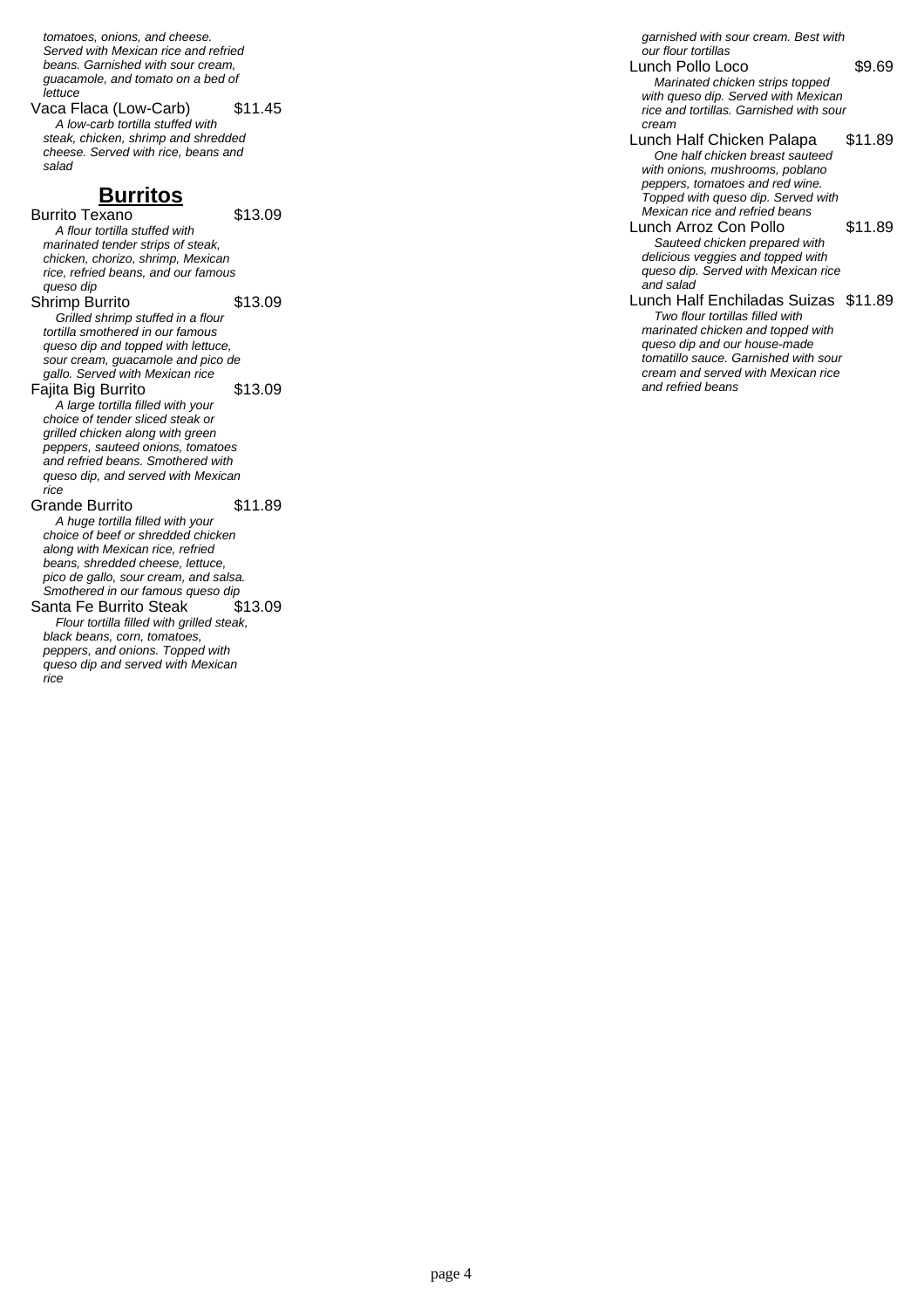*tomatoes, onions, and cheese. Served with Mexican rice and refried beans. Garnished with sour cream, guacamole, and tomato on a bed of lettuce*

Vaca Flaca (Low-Carb) $11.45
*A low-carb tortilla stuffed with steak, chicken, shrimp and shredded cheese. Served with rice, beans and salad*

## Burritos

Burrito Texano $13.09
*A flour tortilla stuffed with marinated tender strips of steak, chicken, chorizo, shrimp, Mexican rice, refried beans, and our famous queso dip*

Shrimp Burrito $13.09
*Grilled shrimp stuffed in a flour tortilla smothered in our famous queso dip and topped with lettuce, sour cream, guacamole and pico de gallo. Served with Mexican rice*

Fajita Big Burrito $13.09
*A large tortilla filled with your choice of tender sliced steak or grilled chicken along with green peppers, sauteed onions, tomatoes and refried beans. Smothered with queso dip, and served with Mexican rice*

Grande Burrito $11.89
*A huge tortilla filled with your choice of beef or shredded chicken along with Mexican rice, refried beans, shredded cheese, lettuce, pico de gallo, sour cream, and salsa. Smothered in our famous queso dip*

Santa Fe Burrito Steak $13.09
*Flour tortilla filled with grilled steak, black beans, corn, tomatoes, peppers, and onions. Topped with queso dip and served with Mexican rice*

*garnished with sour cream. Best with our flour tortillas*

Lunch Pollo Loco $9.69
*Marinated chicken strips topped with queso dip. Served with Mexican rice and tortillas. Garnished with sour cream*

Lunch Half Chicken Palapa $11.89
*One half chicken breast sauteed with onions, mushrooms, poblano peppers, tomatoes and red wine. Topped with queso dip. Served with Mexican rice and refried beans*

Lunch Arroz Con Pollo $11.89
*Sauteed chicken prepared with delicious veggies and topped with queso dip. Served with Mexican rice and salad*

Lunch Half Enchiladas Suizas $11.89
*Two flour tortillas filled with marinated chicken and topped with queso dip and our house-made tomatillo sauce. Garnished with sour cream and served with Mexican rice and refried beans*